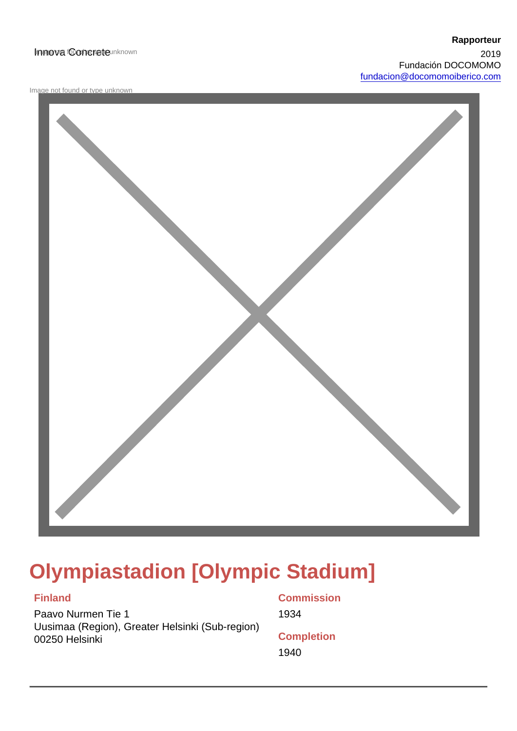Innova Concrete

**Rapporteur**

2019
Fundación DOCOMOMO
fundacion@docomomoiberico.com

# Olympiastadion [Olympic Stadium]

**Finland**

Paavo Nurmen Tie 1
Uusimaa (Region), Greater Helsinki (Sub-region)
00250 Helsinki

**Commission**

1934

**Completion**

1940

---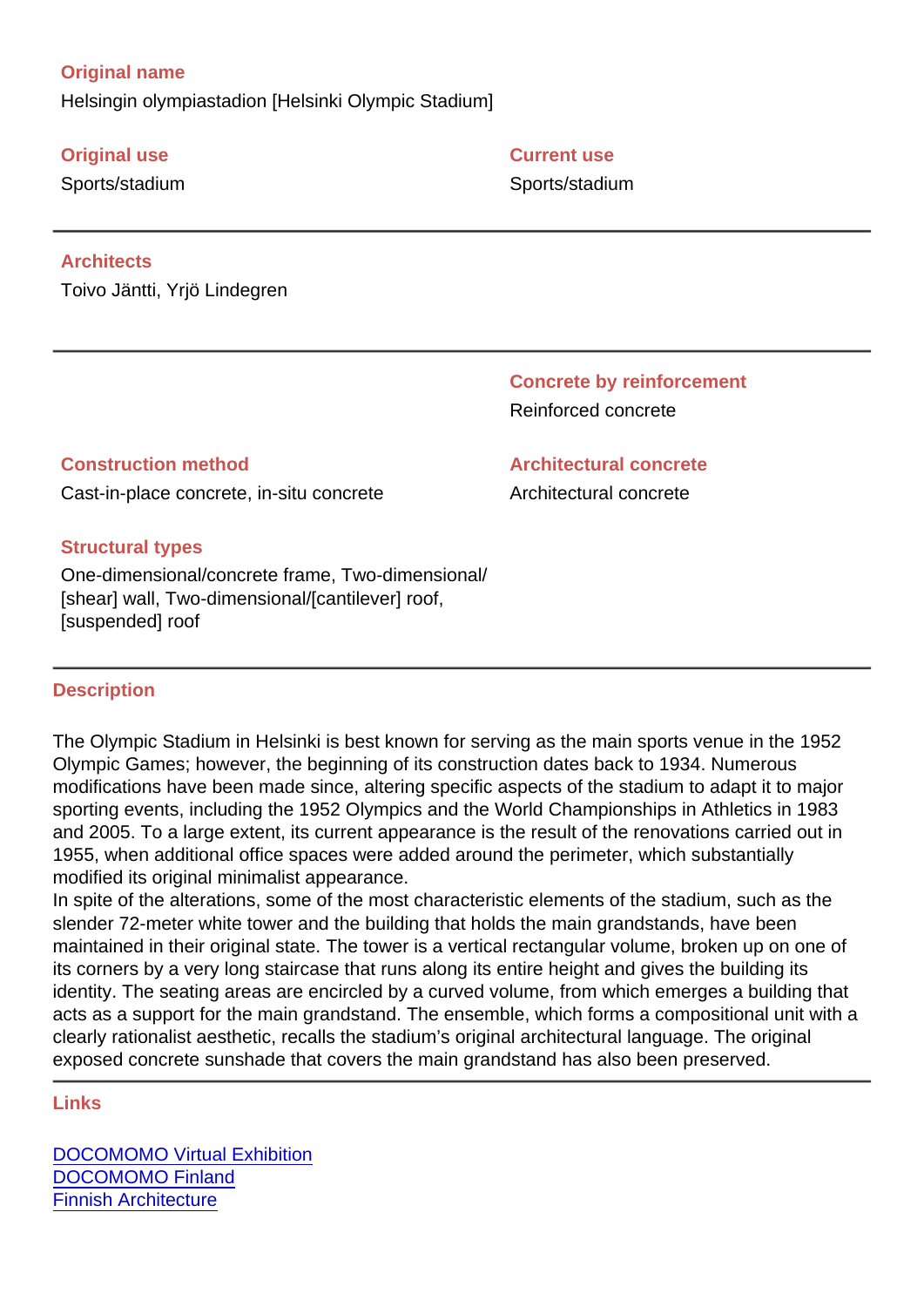**Original name**

Helsingin olympiastadion [Helsinki Olympic Stadium]

**Original use**

Sports/stadium

**Current use**

Sports/stadium

**Architects**

Toivo Jäntti, Yrjö Lindegren

**Concrete by reinforcement**

Reinforced concrete

**Construction method**

Cast-in-place concrete, in-situ concrete

**Architectural concrete**

Architectural concrete

**Structural types**

One-dimensional/concrete frame, Two-dimensional/[shear] wall, Two-dimensional/[cantilever] roof, [suspended] roof

## Description

The Olympic Stadium in Helsinki is best known for serving as the main sports venue in the 1952 Olympic Games; however, the beginning of its construction dates back to 1934. Numerous modifications have been made since, altering specific aspects of the stadium to adapt it to major sporting events, including the 1952 Olympics and the World Championships in Athletics in 1983 and 2005. To a large extent, its current appearance is the result of the renovations carried out in 1955, when additional office spaces were added around the perimeter, which substantially modified its original minimalist appearance.

In spite of the alterations, some of the most characteristic elements of the stadium, such as the slender 72-meter white tower and the building that holds the main grandstands, have been maintained in their original state. The tower is a vertical rectangular volume, broken up on one of its corners by a very long staircase that runs along its entire height and gives the building its identity. The seating areas are encircled by a curved volume, from which emerges a building that acts as a support for the main grandstand. The ensemble, which forms a compositional unit with a clearly rationalist aesthetic, recalls the stadium's original architectural language. The original exposed concrete sunshade that covers the main grandstand has also been preserved.

## Links

DOCOMOMO Virtual Exhibition
DOCOMOMO Finland
Finnish Architecture